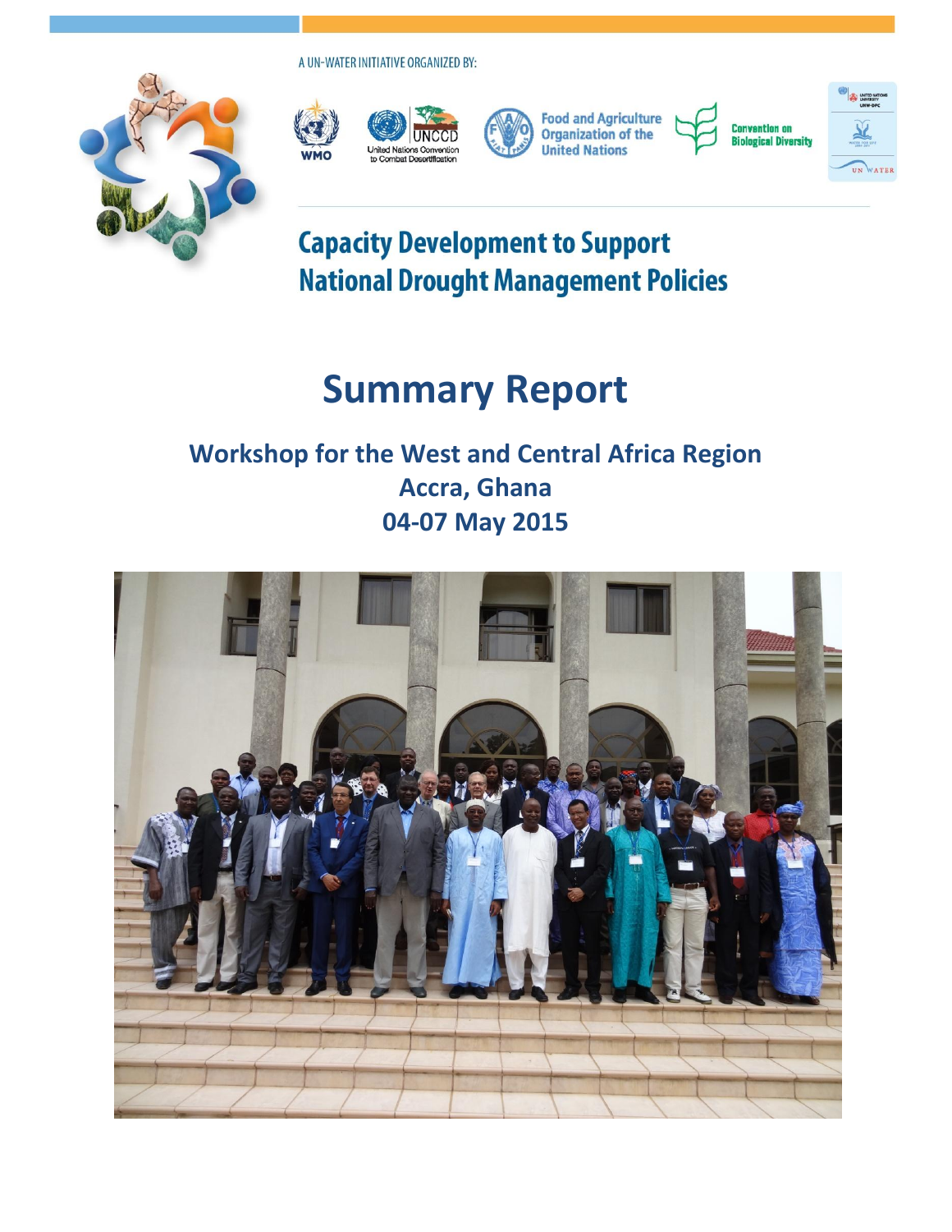A UN-WATER INITIATIVE ORGANIZED BY:

WMO

UNCCD United Nations Convention to Combat Desertification

Food and Agriculture Organization of the United Nations

Convention on Biological Diversity

UN WATER

# Capacity Development to Support National Drought Management Policies

# Summary Report

## Workshop for the West and Central Africa Region
## Accra, Ghana
## 04-07 May 2015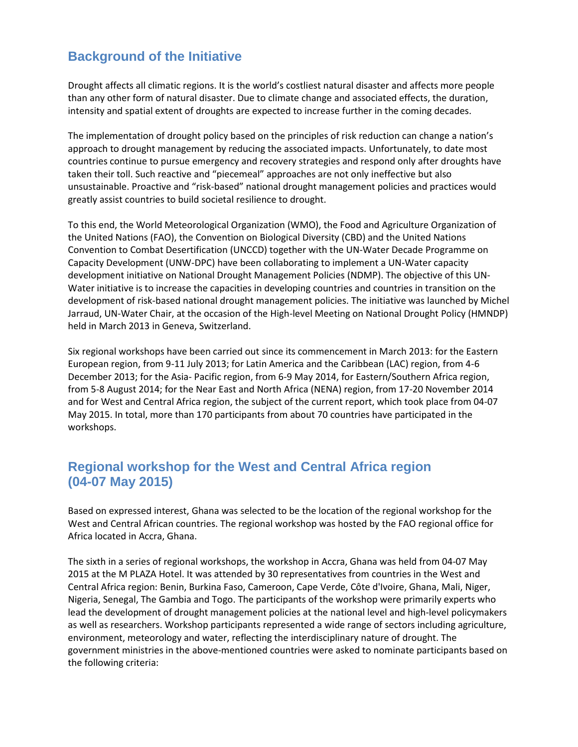## Background of the Initiative

Drought affects all climatic regions. It is the world's costliest natural disaster and affects more people than any other form of natural disaster. Due to climate change and associated effects, the duration, intensity and spatial extent of droughts are expected to increase further in the coming decades.

The implementation of drought policy based on the principles of risk reduction can change a nation's approach to drought management by reducing the associated impacts. Unfortunately, to date most countries continue to pursue emergency and recovery strategies and respond only after droughts have taken their toll. Such reactive and "piecemeal" approaches are not only ineffective but also unsustainable. Proactive and "risk-based" national drought management policies and practices would greatly assist countries to build societal resilience to drought.

To this end, the World Meteorological Organization (WMO), the Food and Agriculture Organization of the United Nations (FAO), the Convention on Biological Diversity (CBD) and the United Nations Convention to Combat Desertification (UNCCD) together with the UN-Water Decade Programme on Capacity Development (UNW-DPC) have been collaborating to implement a UN-Water capacity development initiative on National Drought Management Policies (NDMP). The objective of this UN-Water initiative is to increase the capacities in developing countries and countries in transition on the development of risk-based national drought management policies. The initiative was launched by Michel Jarraud, UN-Water Chair, at the occasion of the High-level Meeting on National Drought Policy (HMNDP) held in March 2013 in Geneva, Switzerland.

Six regional workshops have been carried out since its commencement in March 2013: for the Eastern European region, from 9-11 July 2013; for Latin America and the Caribbean (LAC) region, from 4-6 December 2013; for the Asia- Pacific region, from 6-9 May 2014, for Eastern/Southern Africa region, from 5-8 August 2014; for the Near East and North Africa (NENA) region, from 17-20 November 2014 and for West and Central Africa region, the subject of the current report, which took place from 04-07 May 2015. In total, more than 170 participants from about 70 countries have participated in the workshops.

## Regional workshop for the West and Central Africa region (04-07 May 2015)

Based on expressed interest, Ghana was selected to be the location of the regional workshop for the West and Central African countries. The regional workshop was hosted by the FAO regional office for Africa located in Accra, Ghana.

The sixth in a series of regional workshops, the workshop in Accra, Ghana was held from 04-07 May 2015 at the M PLAZA Hotel. It was attended by 30 representatives from countries in the West and Central Africa region: Benin, Burkina Faso, Cameroon, Cape Verde, Côte d'Ivoire, Ghana, Mali, Niger, Nigeria, Senegal, The Gambia and Togo. The participants of the workshop were primarily experts who lead the development of drought management policies at the national level and high-level policymakers as well as researchers. Workshop participants represented a wide range of sectors including agriculture, environment, meteorology and water, reflecting the interdisciplinary nature of drought. The government ministries in the above-mentioned countries were asked to nominate participants based on the following criteria: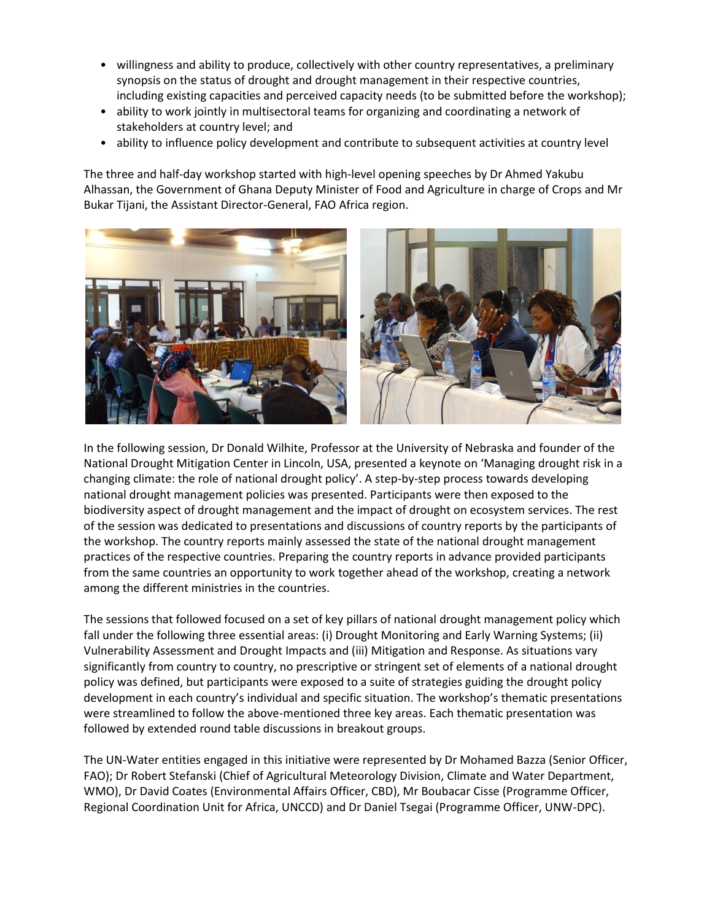- willingness and ability to produce, collectively with other country representatives, a preliminary synopsis on the status of drought and drought management in their respective countries, including existing capacities and perceived capacity needs (to be submitted before the workshop);
- ability to work jointly in multisectoral teams for organizing and coordinating a network of stakeholders at country level; and
- ability to influence policy development and contribute to subsequent activities at country level

The three and half-day workshop started with high-level opening speeches by Dr Ahmed Yakubu Alhassan, the Government of Ghana Deputy Minister of Food and Agriculture in charge of Crops and Mr Bukar Tijani, the Assistant Director-General, FAO Africa region.

In the following session, Dr Donald Wilhite, Professor at the University of Nebraska and founder of the National Drought Mitigation Center in Lincoln, USA, presented a keynote on 'Managing drought risk in a changing climate: the role of national drought policy'. A step-by-step process towards developing national drought management policies was presented. Participants were then exposed to the biodiversity aspect of drought management and the impact of drought on ecosystem services. The rest of the session was dedicated to presentations and discussions of country reports by the participants of the workshop. The country reports mainly assessed the state of the national drought management practices of the respective countries. Preparing the country reports in advance provided participants from the same countries an opportunity to work together ahead of the workshop, creating a network among the different ministries in the countries.

The sessions that followed focused on a set of key pillars of national drought management policy which fall under the following three essential areas: (i) Drought Monitoring and Early Warning Systems; (ii) Vulnerability Assessment and Drought Impacts and (iii) Mitigation and Response. As situations vary significantly from country to country, no prescriptive or stringent set of elements of a national drought policy was defined, but participants were exposed to a suite of strategies guiding the drought policy development in each country's individual and specific situation. The workshop's thematic presentations were streamlined to follow the above-mentioned three key areas. Each thematic presentation was followed by extended round table discussions in breakout groups.

The UN-Water entities engaged in this initiative were represented by Dr Mohamed Bazza (Senior Officer, FAO); Dr Robert Stefanski (Chief of Agricultural Meteorology Division, Climate and Water Department, WMO), Dr David Coates (Environmental Affairs Officer, CBD), Mr Boubacar Cisse (Programme Officer, Regional Coordination Unit for Africa, UNCCD) and Dr Daniel Tsegai (Programme Officer, UNW-DPC).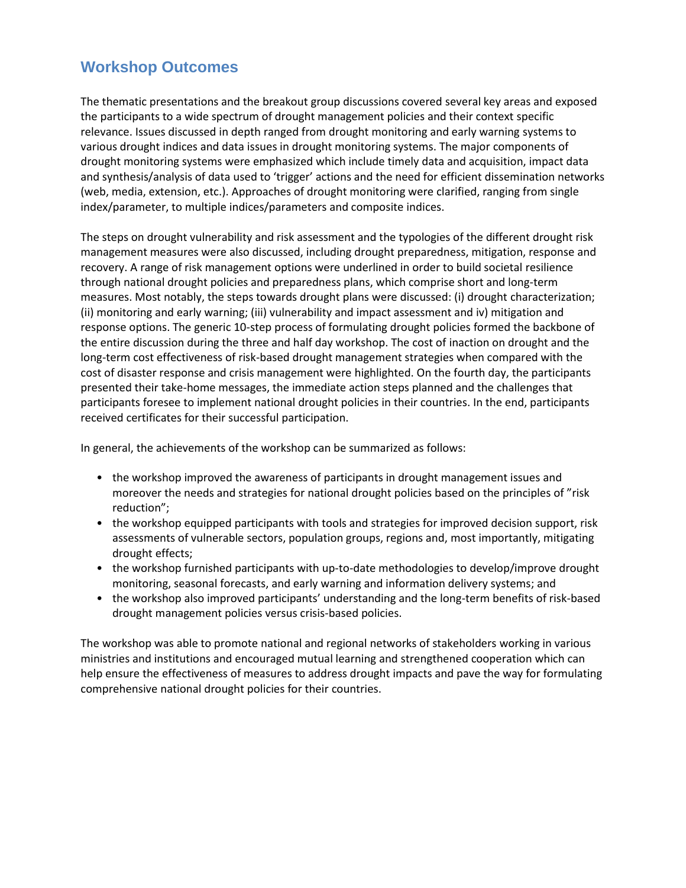## Workshop Outcomes

The thematic presentations and the breakout group discussions covered several key areas and exposed the participants to a wide spectrum of drought management policies and their context specific relevance. Issues discussed in depth ranged from drought monitoring and early warning systems to various drought indices and data issues in drought monitoring systems. The major components of drought monitoring systems were emphasized which include timely data and acquisition, impact data and synthesis/analysis of data used to 'trigger' actions and the need for efficient dissemination networks (web, media, extension, etc.). Approaches of drought monitoring were clarified, ranging from single index/parameter, to multiple indices/parameters and composite indices.

The steps on drought vulnerability and risk assessment and the typologies of the different drought risk management measures were also discussed, including drought preparedness, mitigation, response and recovery. A range of risk management options were underlined in order to build societal resilience through national drought policies and preparedness plans, which comprise short and long-term measures. Most notably, the steps towards drought plans were discussed: (i) drought characterization; (ii) monitoring and early warning; (iii) vulnerability and impact assessment and iv) mitigation and response options. The generic 10-step process of formulating drought policies formed the backbone of the entire discussion during the three and half day workshop. The cost of inaction on drought and the long-term cost effectiveness of risk-based drought management strategies when compared with the cost of disaster response and crisis management were highlighted. On the fourth day, the participants presented their take-home messages, the immediate action steps planned and the challenges that participants foresee to implement national drought policies in their countries. In the end, participants received certificates for their successful participation.

In general, the achievements of the workshop can be summarized as follows:

- the workshop improved the awareness of participants in drought management issues and moreover the needs and strategies for national drought policies based on the principles of "risk reduction";
- the workshop equipped participants with tools and strategies for improved decision support, risk assessments of vulnerable sectors, population groups, regions and, most importantly, mitigating drought effects;
- the workshop furnished participants with up-to-date methodologies to develop/improve drought monitoring, seasonal forecasts, and early warning and information delivery systems; and
- the workshop also improved participants' understanding and the long-term benefits of risk-based drought management policies versus crisis-based policies.

The workshop was able to promote national and regional networks of stakeholders working in various ministries and institutions and encouraged mutual learning and strengthened cooperation which can help ensure the effectiveness of measures to address drought impacts and pave the way for formulating comprehensive national drought policies for their countries.